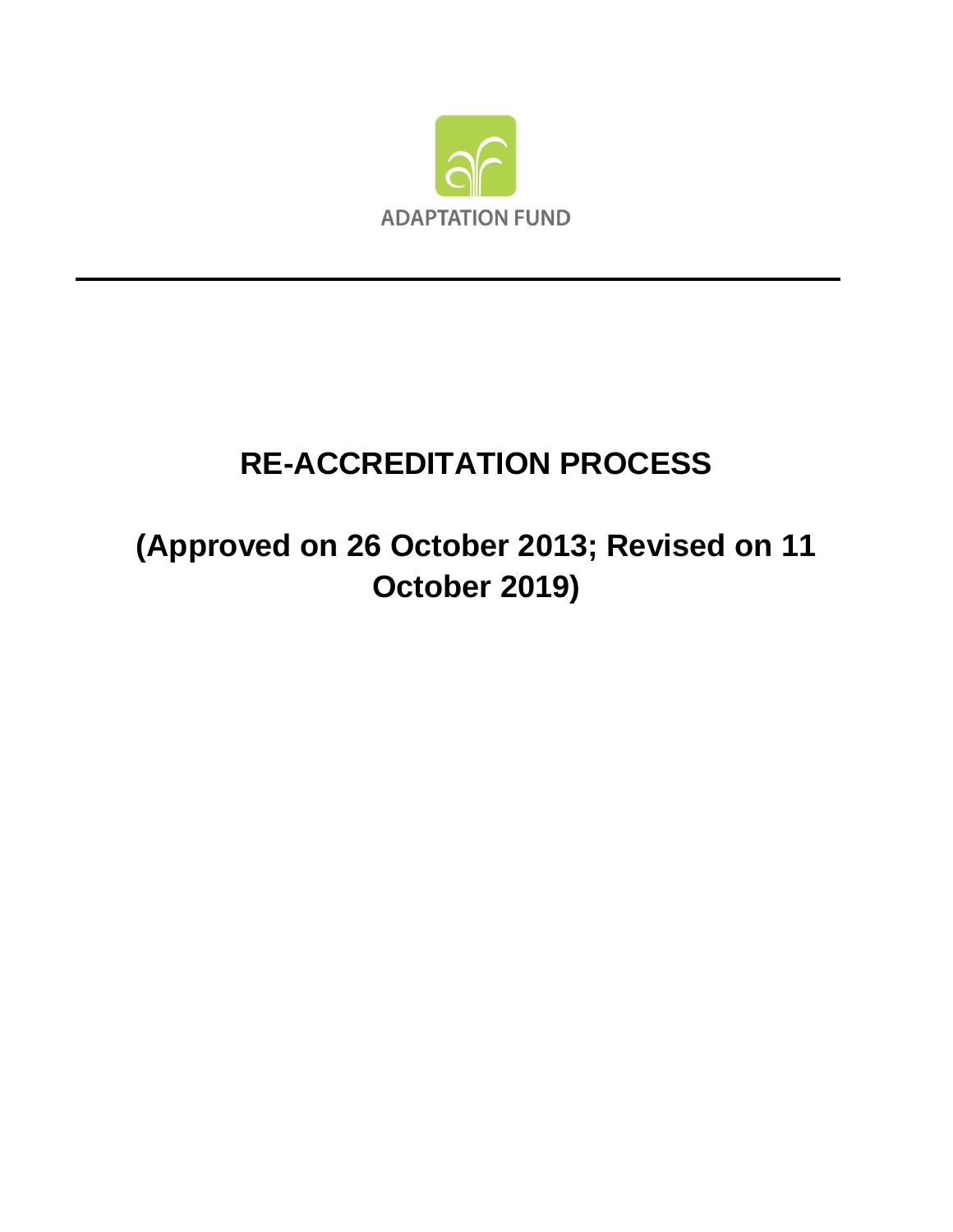ADAPTATION FUND

# RE-ACCREDITATION PROCESS

## (Approved on 26 October 2013; Revised on 11 October 2019)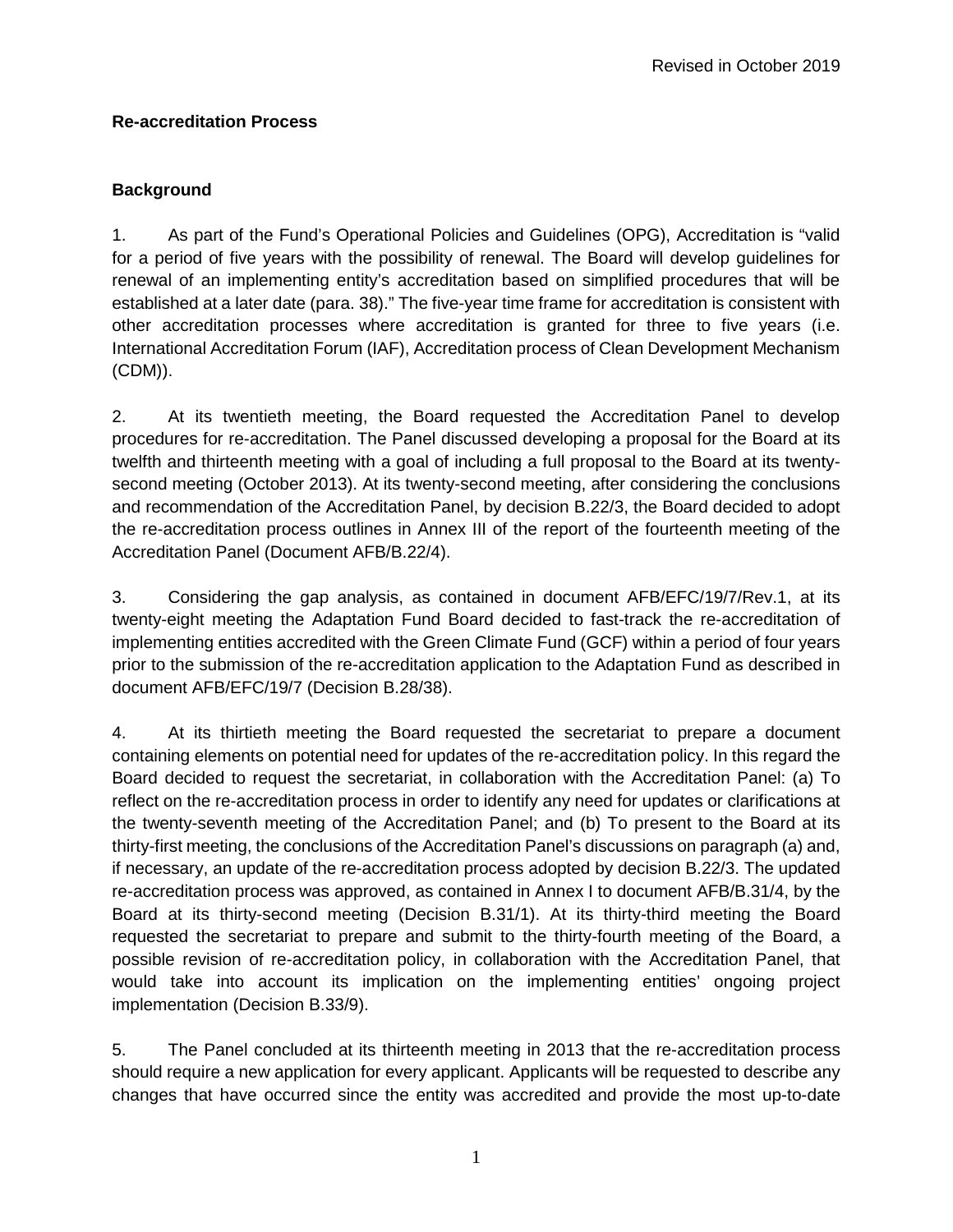Revised in October 2019

**Re-accreditation Process**

**Background**

1. As part of the Fund's Operational Policies and Guidelines (OPG), Accreditation is "valid for a period of five years with the possibility of renewal. The Board will develop guidelines for renewal of an implementing entity's accreditation based on simplified procedures that will be established at a later date (para. 38)." The five-year time frame for accreditation is consistent with other accreditation processes where accreditation is granted for three to five years (i.e. International Accreditation Forum (IAF), Accreditation process of Clean Development Mechanism (CDM)).

2. At its twentieth meeting, the Board requested the Accreditation Panel to develop procedures for re-accreditation. The Panel discussed developing a proposal for the Board at its twelfth and thirteenth meeting with a goal of including a full proposal to the Board at its twenty-second meeting (October 2013). At its twenty-second meeting, after considering the conclusions and recommendation of the Accreditation Panel, by decision B.22/3, the Board decided to adopt the re-accreditation process outlines in Annex III of the report of the fourteenth meeting of the Accreditation Panel (Document AFB/B.22/4).

3. Considering the gap analysis, as contained in document AFB/EFC/19/7/Rev.1, at its twenty-eight meeting the Adaptation Fund Board decided to fast-track the re-accreditation of implementing entities accredited with the Green Climate Fund (GCF) within a period of four years prior to the submission of the re-accreditation application to the Adaptation Fund as described in document AFB/EFC/19/7 (Decision B.28/38).

4. At its thirtieth meeting the Board requested the secretariat to prepare a document containing elements on potential need for updates of the re-accreditation policy. In this regard the Board decided to request the secretariat, in collaboration with the Accreditation Panel: (a) To reflect on the re-accreditation process in order to identify any need for updates or clarifications at the twenty-seventh meeting of the Accreditation Panel; and (b) To present to the Board at its thirty-first meeting, the conclusions of the Accreditation Panel's discussions on paragraph (a) and, if necessary, an update of the re-accreditation process adopted by decision B.22/3. The updated re-accreditation process was approved, as contained in Annex I to document AFB/B.31/4, by the Board at its thirty-second meeting (Decision B.31/1). At its thirty-third meeting the Board requested the secretariat to prepare and submit to the thirty-fourth meeting of the Board, a possible revision of re-accreditation policy, in collaboration with the Accreditation Panel, that would take into account its implication on the implementing entities' ongoing project implementation (Decision B.33/9).

5. The Panel concluded at its thirteenth meeting in 2013 that the re-accreditation process should require a new application for every applicant. Applicants will be requested to describe any changes that have occurred since the entity was accredited and provide the most up-to-date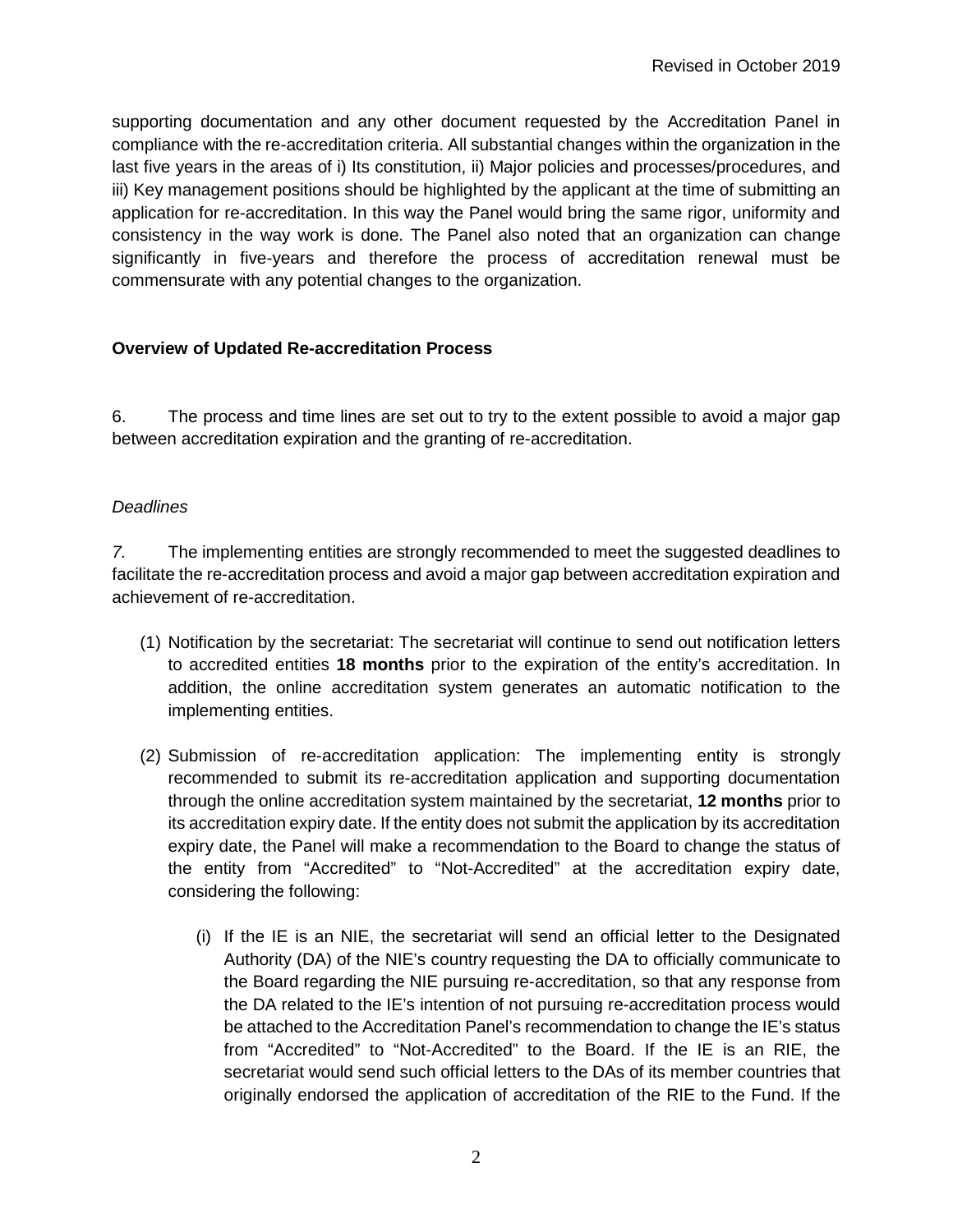supporting documentation and any other document requested by the Accreditation Panel in compliance with the re-accreditation criteria. All substantial changes within the organization in the last five years in the areas of i) Its constitution, ii) Major policies and processes/procedures, and iii) Key management positions should be highlighted by the applicant at the time of submitting an application for re-accreditation. In this way the Panel would bring the same rigor, uniformity and consistency in the way work is done. The Panel also noted that an organization can change significantly in five-years and therefore the process of accreditation renewal must be commensurate with any potential changes to the organization.

**Overview of Updated Re-accreditation Process**

6. The process and time lines are set out to try to the extent possible to avoid a major gap between accreditation expiration and the granting of re-accreditation.

*Deadlines*

*7.* The implementing entities are strongly recommended to meet the suggested deadlines to facilitate the re-accreditation process and avoid a major gap between accreditation expiration and achievement of re-accreditation.

(1) Notification by the secretariat: The secretariat will continue to send out notification letters to accredited entities **18 months** prior to the expiration of the entity's accreditation. In addition, the online accreditation system generates an automatic notification to the implementing entities.

(2) Submission of re-accreditation application: The implementing entity is strongly recommended to submit its re-accreditation application and supporting documentation through the online accreditation system maintained by the secretariat, **12 months** prior to its accreditation expiry date. If the entity does not submit the application by its accreditation expiry date, the Panel will make a recommendation to the Board to change the status of the entity from "Accredited" to "Not-Accredited" at the accreditation expiry date, considering the following:

   (i) If the IE is an NIE, the secretariat will send an official letter to the Designated Authority (DA) of the NIE's country requesting the DA to officially communicate to the Board regarding the NIE pursuing re-accreditation, so that any response from the DA related to the IE's intention of not pursuing re-accreditation process would be attached to the Accreditation Panel's recommendation to change the IE's status from "Accredited" to "Not-Accredited" to the Board. If the IE is an RIE, the secretariat would send such official letters to the DAs of its member countries that originally endorsed the application of accreditation of the RIE to the Fund. If the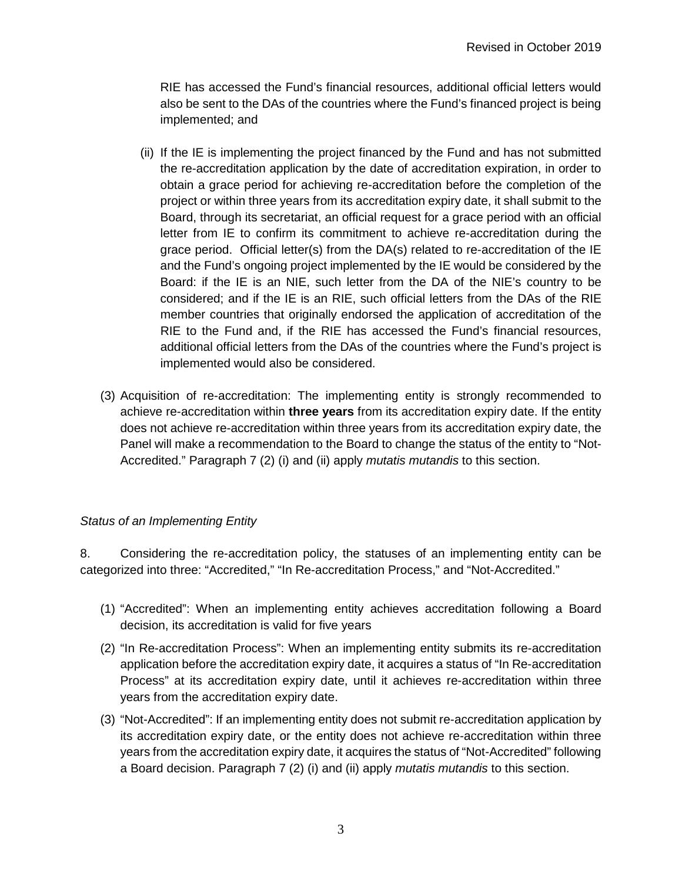RIE has accessed the Fund's financial resources, additional official letters would also be sent to the DAs of the countries where the Fund's financed project is being implemented; and

(ii) If the IE is implementing the project financed by the Fund and has not submitted the re-accreditation application by the date of accreditation expiration, in order to obtain a grace period for achieving re-accreditation before the completion of the project or within three years from its accreditation expiry date, it shall submit to the Board, through its secretariat, an official request for a grace period with an official letter from IE to confirm its commitment to achieve re-accreditation during the grace period. Official letter(s) from the DA(s) related to re-accreditation of the IE and the Fund's ongoing project implemented by the IE would be considered by the Board: if the IE is an NIE, such letter from the DA of the NIE's country to be considered; and if the IE is an RIE, such official letters from the DAs of the RIE member countries that originally endorsed the application of accreditation of the RIE to the Fund and, if the RIE has accessed the Fund's financial resources, additional official letters from the DAs of the countries where the Fund's project is implemented would also be considered.

(3) Acquisition of re-accreditation: The implementing entity is strongly recommended to achieve re-accreditation within **three years** from its accreditation expiry date. If the entity does not achieve re-accreditation within three years from its accreditation expiry date, the Panel will make a recommendation to the Board to change the status of the entity to "Not-Accredited." Paragraph 7 (2) (i) and (ii) apply *mutatis mutandis* to this section.

*Status of an Implementing Entity*

8. Considering the re-accreditation policy, the statuses of an implementing entity can be categorized into three: "Accredited," "In Re-accreditation Process," and "Not-Accredited."

(1) "Accredited": When an implementing entity achieves accreditation following a Board decision, its accreditation is valid for five years

(2) "In Re-accreditation Process": When an implementing entity submits its re-accreditation application before the accreditation expiry date, it acquires a status of "In Re-accreditation Process" at its accreditation expiry date, until it achieves re-accreditation within three years from the accreditation expiry date.

(3) "Not-Accredited": If an implementing entity does not submit re-accreditation application by its accreditation expiry date, or the entity does not achieve re-accreditation within three years from the accreditation expiry date, it acquires the status of "Not-Accredited" following a Board decision. Paragraph 7 (2) (i) and (ii) apply *mutatis mutandis* to this section.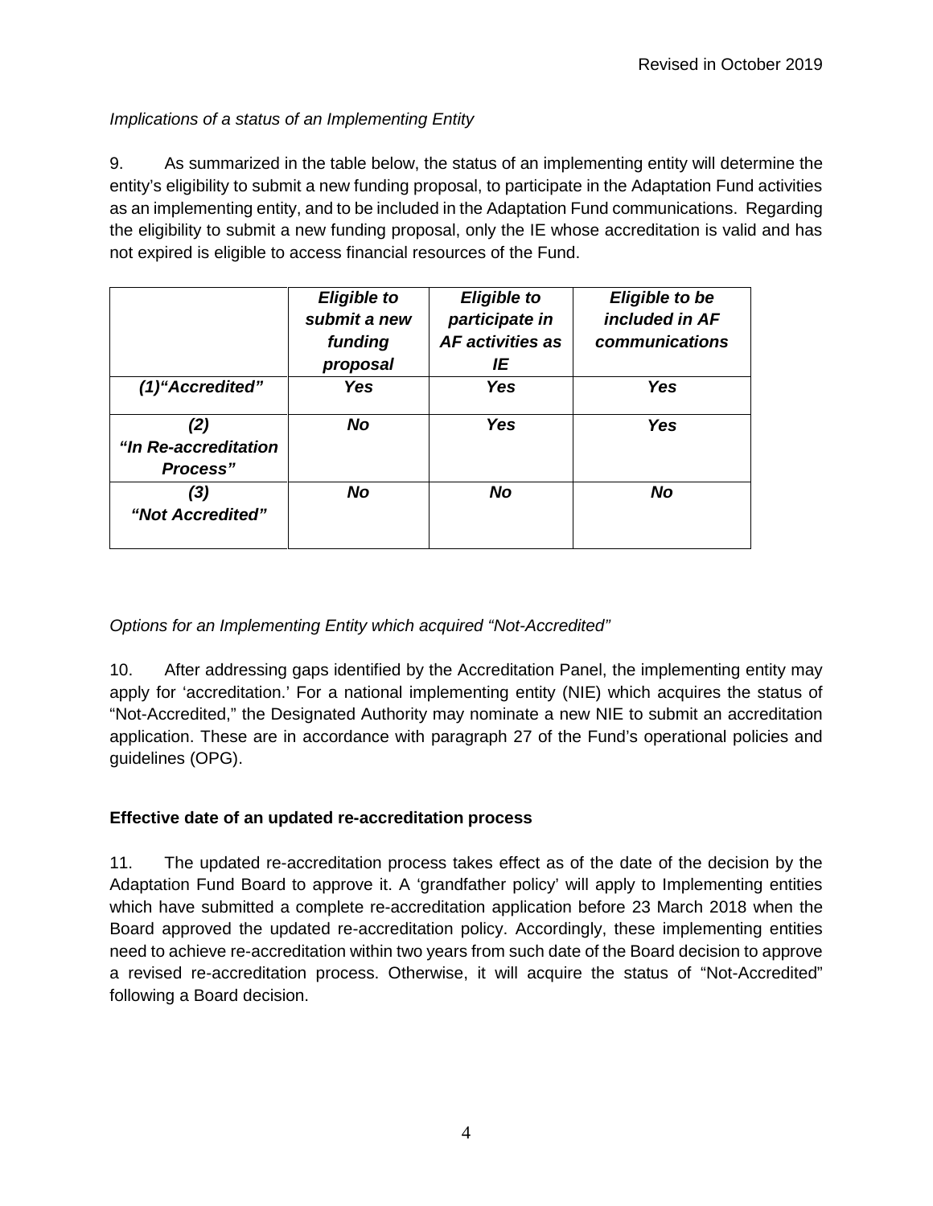*Implications of a status of an Implementing Entity*

9. As summarized in the table below, the status of an implementing entity will determine the entity's eligibility to submit a new funding proposal, to participate in the Adaptation Fund activities as an implementing entity, and to be included in the Adaptation Fund communications. Regarding the eligibility to submit a new funding proposal, only the IE whose accreditation is valid and has not expired is eligible to access financial resources of the Fund.

| | ***Eligible to submit a new funding proposal*** | ***Eligible to participate in AF activities as IE*** | ***Eligible to be included in AF communications*** |
|---|---|---|---|
| ***(1)"Accredited"*** | ***Yes*** | ***Yes*** | ***Yes*** |
| ***(2) "In Re-accreditation Process"*** | ***No*** | ***Yes*** | ***Yes*** |
| ***(3) "Not Accredited"*** | ***No*** | ***No*** | ***No*** |

*Options for an Implementing Entity which acquired "Not-Accredited"*

10. After addressing gaps identified by the Accreditation Panel, the implementing entity may apply for 'accreditation.' For a national implementing entity (NIE) which acquires the status of "Not-Accredited," the Designated Authority may nominate a new NIE to submit an accreditation application. These are in accordance with paragraph 27 of the Fund's operational policies and guidelines (OPG).

**Effective date of an updated re-accreditation process**

11. The updated re-accreditation process takes effect as of the date of the decision by the Adaptation Fund Board to approve it. A 'grandfather policy' will apply to Implementing entities which have submitted a complete re-accreditation application before 23 March 2018 when the Board approved the updated re-accreditation policy. Accordingly, these implementing entities need to achieve re-accreditation within two years from such date of the Board decision to approve a revised re-accreditation process. Otherwise, it will acquire the status of "Not-Accredited" following a Board decision.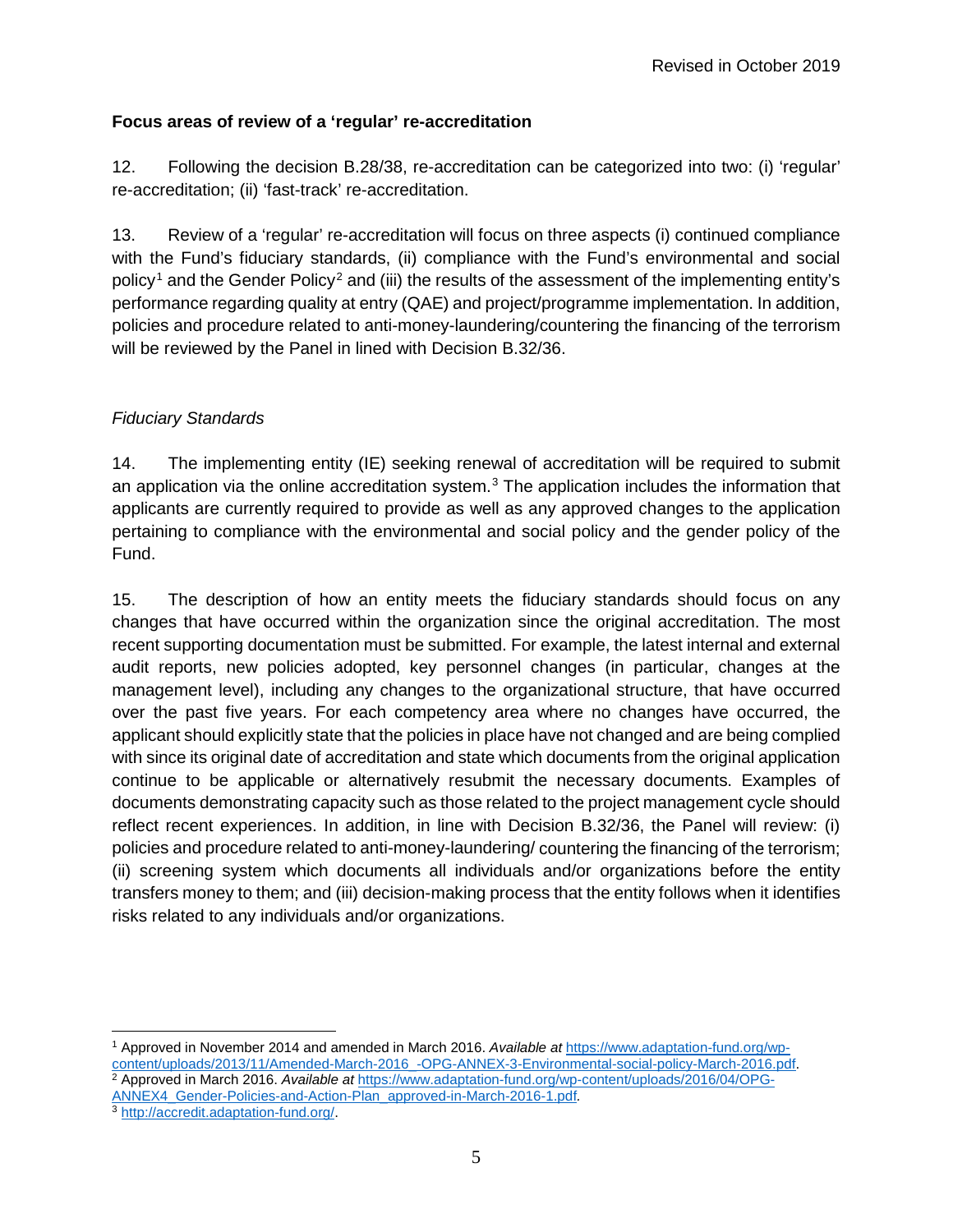**Focus areas of review of a 'regular' re-accreditation**

12. Following the decision B.28/38, re-accreditation can be categorized into two: (i) 'regular' re-accreditation; (ii) 'fast-track' re-accreditation.

13. Review of a 'regular' re-accreditation will focus on three aspects (i) continued compliance with the Fund's fiduciary standards, (ii) compliance with the Fund's environmental and social policy[1] and the Gender Policy[2] and (iii) the results of the assessment of the implementing entity's performance regarding quality at entry (QAE) and project/programme implementation. In addition, policies and procedure related to anti-money-laundering/countering the financing of the terrorism will be reviewed by the Panel in lined with Decision B.32/36.

*Fiduciary Standards*

14. The implementing entity (IE) seeking renewal of accreditation will be required to submit an application via the online accreditation system.[3] The application includes the information that applicants are currently required to provide as well as any approved changes to the application pertaining to compliance with the environmental and social policy and the gender policy of the Fund.

15. The description of how an entity meets the fiduciary standards should focus on any changes that have occurred within the organization since the original accreditation. The most recent supporting documentation must be submitted. For example, the latest internal and external audit reports, new policies adopted, key personnel changes (in particular, changes at the management level), including any changes to the organizational structure, that have occurred over the past five years. For each competency area where no changes have occurred, the applicant should explicitly state that the policies in place have not changed and are being complied with since its original date of accreditation and state which documents from the original application continue to be applicable or alternatively resubmit the necessary documents. Examples of documents demonstrating capacity such as those related to the project management cycle should reflect recent experiences. In addition, in line with Decision B.32/36, the Panel will review: (i) policies and procedure related to anti-money-laundering/ countering the financing of the terrorism; (ii) screening system which documents all individuals and/or organizations before the entity transfers money to them; and (iii) decision-making process that the entity follows when it identifies risks related to any individuals and/or organizations.

---

[1] Approved in November 2014 and amended in March 2016. *Available at* https://www.adaptation-fund.org/wp-content/uploads/2013/11/Amended-March-2016_-OPG-ANNEX-3-Environmental-social-policy-March-2016.pdf.

[2] Approved in March 2016. *Available at* https://www.adaptation-fund.org/wp-content/uploads/2016/04/OPG-ANNEX4_Gender-Policies-and-Action-Plan_approved-in-March-2016-1.pdf.

[3] http://accredit.adaptation-fund.org/.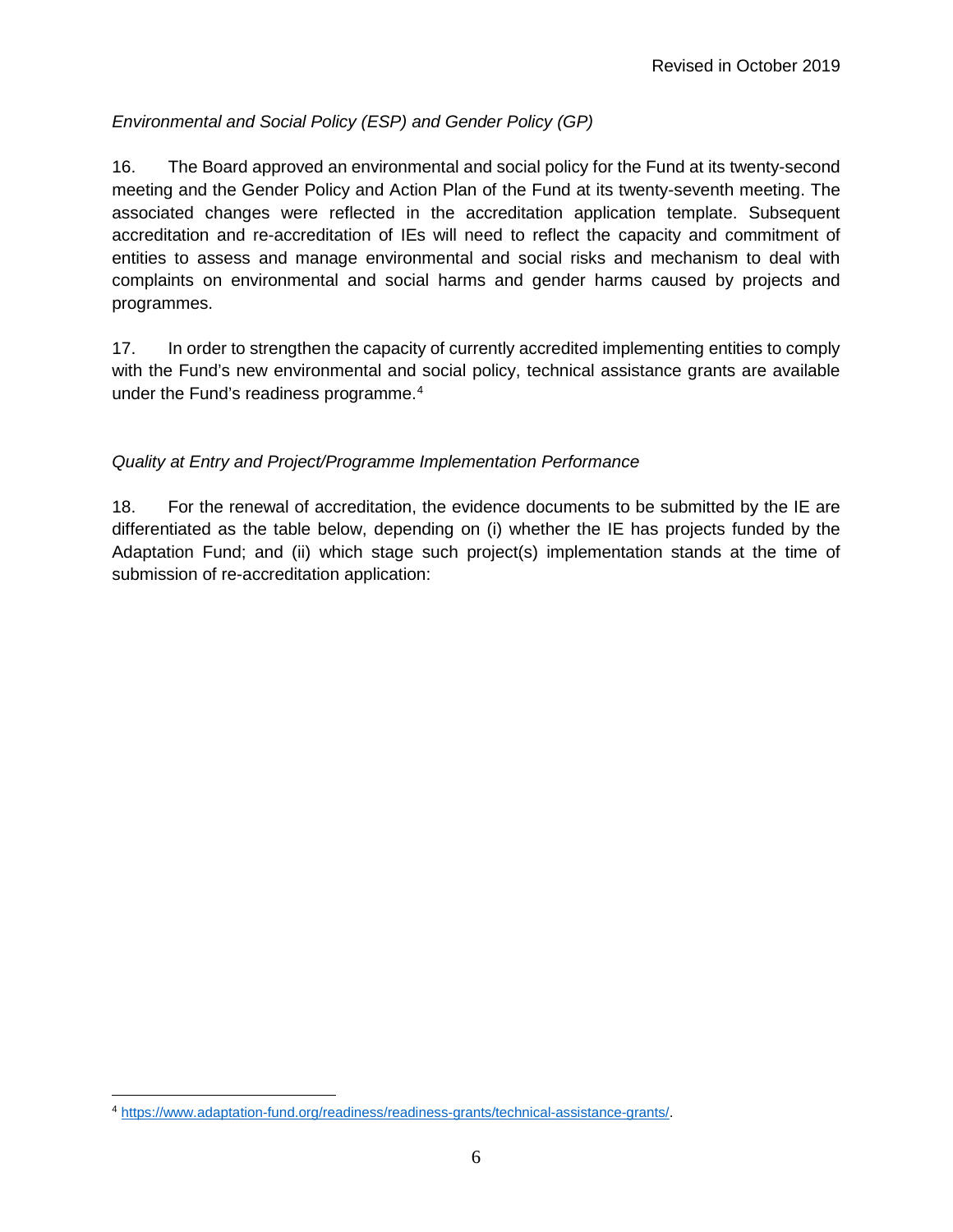*Environmental and Social Policy (ESP) and Gender Policy (GP)*

16. The Board approved an environmental and social policy for the Fund at its twenty-second meeting and the Gender Policy and Action Plan of the Fund at its twenty-seventh meeting. The associated changes were reflected in the accreditation application template. Subsequent accreditation and re-accreditation of IEs will need to reflect the capacity and commitment of entities to assess and manage environmental and social risks and mechanism to deal with complaints on environmental and social harms and gender harms caused by projects and programmes.

17. In order to strengthen the capacity of currently accredited implementing entities to comply with the Fund's new environmental and social policy, technical assistance grants are available under the Fund's readiness programme.[4]

*Quality at Entry and Project/Programme Implementation Performance*

18. For the renewal of accreditation, the evidence documents to be submitted by the IE are differentiated as the table below, depending on (i) whether the IE has projects funded by the Adaptation Fund; and (ii) which stage such project(s) implementation stands at the time of submission of re-accreditation application:

---

[4] https://www.adaptation-fund.org/readiness/readiness-grants/technical-assistance-grants/.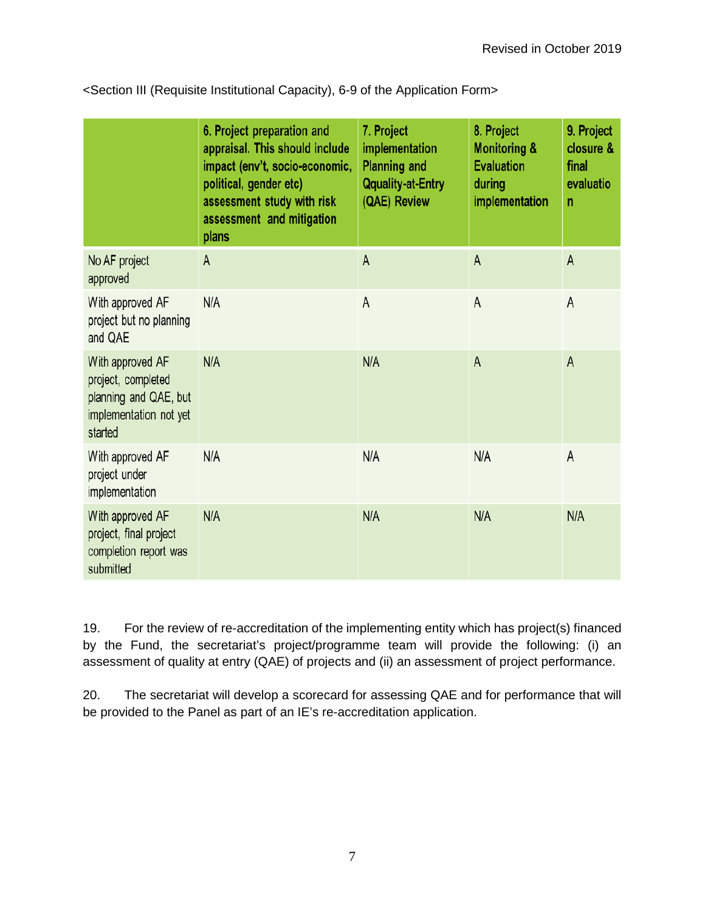<Section III (Requisite Institutional Capacity), 6-9 of the Application Form>

| | 6. Project preparation and appraisal. This should include impact (env't, socio-economic, political, gender etc) assessment study with risk assessment and mitigation plans | 7. Project implementation Planning and Qquality-at-Entry (QAE) Review | 8. Project Monitoring & Evaluation during implementation | 9. Project closure & final evaluation |
|---|---|---|---|---|
| No AF project approved | A | A | A | A |
| With approved AF project but no planning and QAE | N/A | A | A | A |
| With approved AF project, completed planning and QAE, but implementation not yet started | N/A | N/A | A | A |
| With approved AF project under implementation | N/A | N/A | N/A | A |
| With approved AF project, final project completion report was submitted | N/A | N/A | N/A | N/A |

19. For the review of re-accreditation of the implementing entity which has project(s) financed by the Fund, the secretariat's project/programme team will provide the following: (i) an assessment of quality at entry (QAE) of projects and (ii) an assessment of project performance.

20. The secretariat will develop a scorecard for assessing QAE and for performance that will be provided to the Panel as part of an IE's re-accreditation application.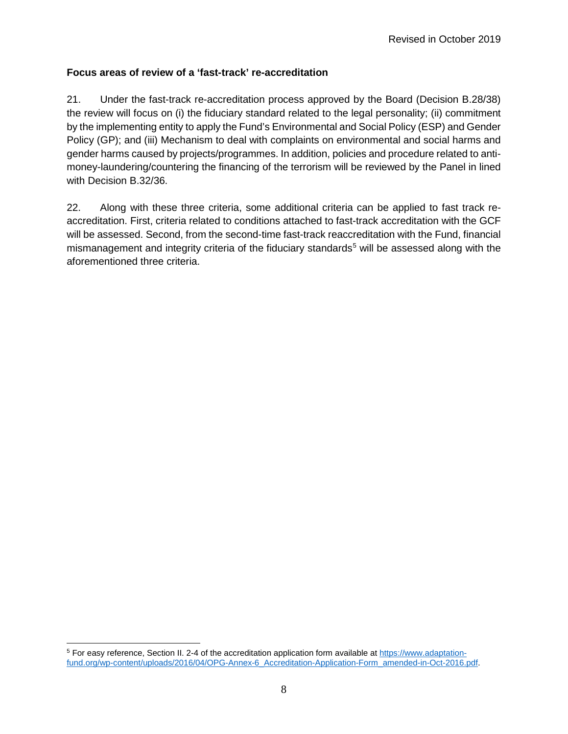### Focus areas of review of a 'fast-track' re-accreditation

21. Under the fast-track re-accreditation process approved by the Board (Decision B.28/38) the review will focus on (i) the fiduciary standard related to the legal personality; (ii) commitment by the implementing entity to apply the Fund's Environmental and Social Policy (ESP) and Gender Policy (GP); and (iii) Mechanism to deal with complaints on environmental and social harms and gender harms caused by projects/programmes. In addition, policies and procedure related to anti-money-laundering/countering the financing of the terrorism will be reviewed by the Panel in lined with Decision B.32/36.

22. Along with these three criteria, some additional criteria can be applied to fast track re-accreditation. First, criteria related to conditions attached to fast-track accreditation with the GCF will be assessed. Second, from the second-time fast-track reaccreditation with the Fund, financial mismanagement and integrity criteria of the fiduciary standards[5] will be assessed along with the aforementioned three criteria.

[5] For easy reference, Section II. 2-4 of the accreditation application form available at https://www.adaptation-fund.org/wp-content/uploads/2016/04/OPG-Annex-6_Accreditation-Application-Form_amended-in-Oct-2016.pdf.